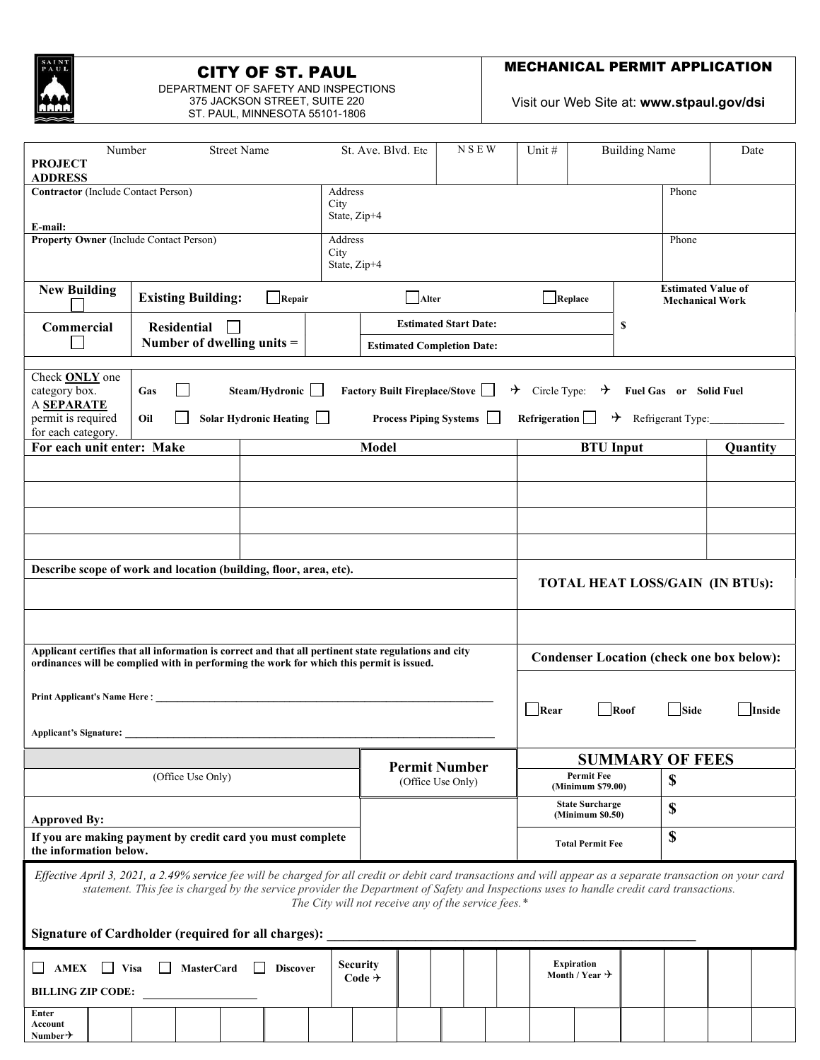# CITY OF ST. PAUL

DEPARTMENT OF SAFETY AND INSPECTIONS
375 JACKSON STREET, SUITE 220
ST. PAUL, MINNESOTA 55101-1806

## MECHANICAL PERMIT APPLICATION

Visit our Web Site at: **www.stpaul.gov/dsi**

| PROJECT ADDRESS | Number | Street Name | St. Ave. Blvd. Etc | N S E W | Unit # | Building Name | Date |
|---|---|---|---|---|---|---|---|
| | | | | | | | |

| | | |
|---|---|---|
| **Contractor** (Include Contact Person)<br>**E-mail:** | Address<br>City<br>State, Zip+4 | Phone |
| **Property Owner** (Include Contact Person) | Address<br>City<br>State, Zip+4 | Phone |

| | | | | | |
|---|---|---|---|---|---|
| **New Building** ☐ | **Existing Building:** | ☐ Repair | ☐ Alter | ☐ Replace | **Estimated Value of Mechanical Work** |
| **Commercial** ☐ | **Residential** ☐<br>**Number of dwelling units =** | | **Estimated Start Date:**<br>**Estimated Completion Date:** | | $ |

Check **ONLY** one category box. A **SEPARATE** permit is required for each category.

- **Gas** ☐ **Steam/Hydronic** ☐ **Factory Built Fireplace/Stove** ☐ → Circle Type: → **Fuel Gas** or **Solid Fuel**
- **Oil** ☐ **Solar Hydronic Heating** ☐ **Process Piping Systems** ☐ **Refrigeration** ☐ → Refrigerant Type:_____________

| For each unit enter: Make | Model | BTU Input | Quantity |
|---|---|---|---|
| | | | |
| | | | |
| | | | |
| | | | |

**Describe scope of work and location (building, floor, area, etc).**

**TOTAL HEAT LOSS/GAIN (IN BTUs):**

**Applicant certifies that all information is correct and that all pertinent state regulations and city ordinances will be complied with in performing the work for which this permit is issued.**

**Print Applicant's Name Here :** ______________________________________________

**Applicant's Signature:** ______________________________________________

**Condenser Location (check one box below):**

☐ Rear ☐ Roof ☐ Side ☐ Inside

| | | | |
|---|---|---|---|
| (Office Use Only) | **Permit Number** (Office Use Only) | **SUMMARY OF FEES** | |
| | | **Permit Fee (Minimum $79.00)** | $ |
| **Approved By:** | | **State Surcharge (Minimum $0.50)** | $ |
| **If you are making payment by credit card you must complete the information below.** | | **Total Permit Fee** | $ |

*Effective April 3, 2021, a 2.49% service fee will be charged for all credit or debit card transactions and will appear as a separate transaction on your card statement. This fee is charged by the service provider the Department of Safety and Inspections uses to handle credit card transactions. The City will not receive any of the service fees.**

**Signature of Cardholder (required for all charges):** ______________________________________________

☐ **AMEX** ☐ **Visa** ☐ **MasterCard** ☐ **Discover**

**BILLING ZIP CODE:** ____________________

**Security Code** →

**Expiration Month / Year** →

**Enter Account Number** →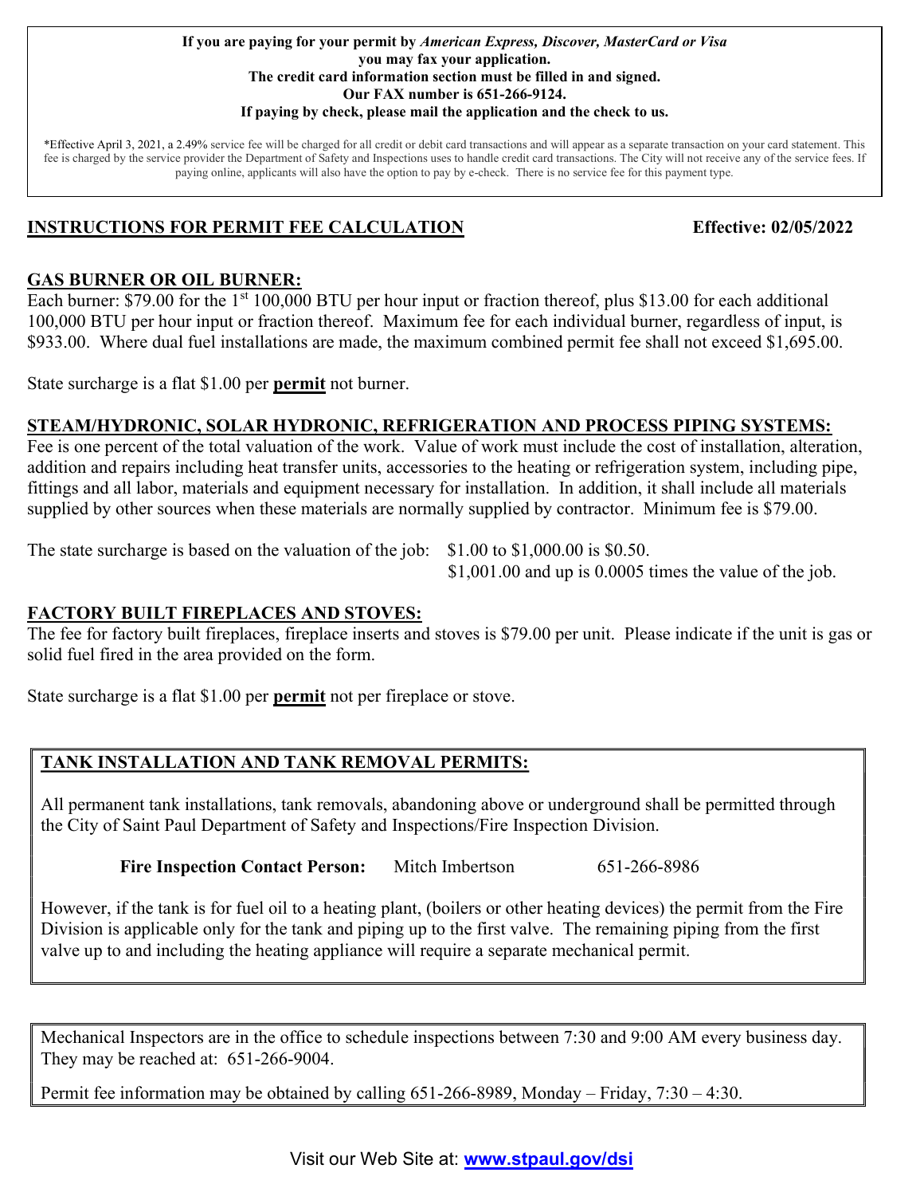**If you are paying for your permit by *American Express, Discover, MasterCard or Visa***
**you may fax your application.**
**The credit card information section must be filled in and signed.**
**Our FAX number is 651-266-9124.**
**If paying by check, please mail the application and the check to us.**

*Effective April 3, 2021, a 2.49% service fee will be charged for all credit or debit card transactions and will appear as a separate transaction on your card statement. This fee is charged by the service provider the Department of Safety and Inspections uses to handle credit card transactions. The City will not receive any of the service fees. If paying online, applicants will also have the option to pay by e-check. There is no service fee for this payment type.

## INSTRUCTIONS FOR PERMIT FEE CALCULATION — Effective: 02/05/2022

### GAS BURNER OR OIL BURNER:

Each burner: $79.00 for the 1st 100,000 BTU per hour input or fraction thereof, plus $13.00 for each additional 100,000 BTU per hour input or fraction thereof. Maximum fee for each individual burner, regardless of input, is $933.00. Where dual fuel installations are made, the maximum combined permit fee shall not exceed $1,695.00.

State surcharge is a flat $1.00 per **permit** not burner.

### STEAM/HYDRONIC, SOLAR HYDRONIC, REFRIGERATION AND PROCESS PIPING SYSTEMS:

Fee is one percent of the total valuation of the work. Value of work must include the cost of installation, alteration, addition and repairs including heat transfer units, accessories to the heating or refrigeration system, including pipe, fittings and all labor, materials and equipment necessary for installation. In addition, it shall include all materials supplied by other sources when these materials are normally supplied by contractor. Minimum fee is $79.00.

The state surcharge is based on the valuation of the job: $1.00 to $1,000.00 is $0.50.
$1,001.00 and up is 0.0005 times the value of the job.

### FACTORY BUILT FIREPLACES AND STOVES:

The fee for factory built fireplaces, fireplace inserts and stoves is $79.00 per unit. Please indicate if the unit is gas or solid fuel fired in the area provided on the form.

State surcharge is a flat $1.00 per **permit** not per fireplace or stove.

### TANK INSTALLATION AND TANK REMOVAL PERMITS:

All permanent tank installations, tank removals, abandoning above or underground shall be permitted through the City of Saint Paul Department of Safety and Inspections/Fire Inspection Division.

**Fire Inspection Contact Person:** Mitch Imbertson 651-266-8986

However, if the tank is for fuel oil to a heating plant, (boilers or other heating devices) the permit from the Fire Division is applicable only for the tank and piping up to the first valve. The remaining piping from the first valve up to and including the heating appliance will require a separate mechanical permit.

Mechanical Inspectors are in the office to schedule inspections between 7:30 and 9:00 AM every business day. They may be reached at: 651-266-9004.

Permit fee information may be obtained by calling 651-266-8989, Monday – Friday, 7:30 – 4:30.

Visit our Web Site at: **www.stpaul.gov/dsi**